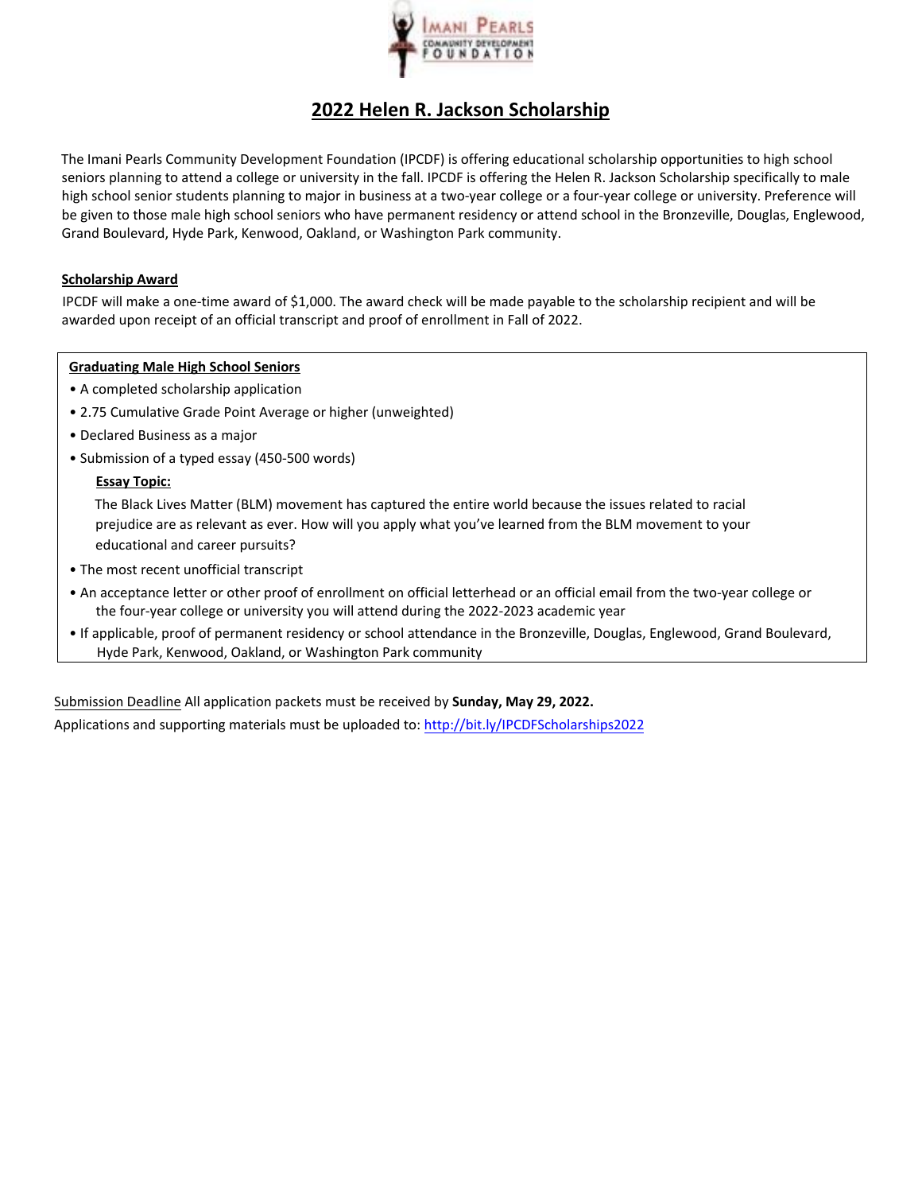# 2022 Helen R. Jackson Scholarship

The Imani Pearls Community Development Foundation (IPCDF) is offering educational scholarship opportunities to high school seniors planning to attend a college or university in the fall. IPCDF is offering the Helen R. Jackson Scholarship specifically to male high school senior students planning to major in business at a two-year college or a four-year college or university. Preference will be given to those male high school seniors who have permanent residency or attend school in the Bronzeville, Douglas, Englewood, Grand Boulevard, Hyde Park, Kenwood, Oakland, or Washington Park community.

## Scholarship Award

IPCDF will make a one-time award of $1,000. The award check will be made payable to the scholarship recipient and will be awarded upon receipt of an official transcript and proof of enrollment in Fall of 2022.

### Graduating Male High School Seniors

- A completed scholarship application
- 2.75 Cumulative Grade Point Average or higher (unweighted)
- Declared Business as a major
- Submission of a typed essay (450-500 words)

  **Essay Topic:**

  The Black Lives Matter (BLM) movement has captured the entire world because the issues related to racial prejudice are as relevant as ever. How will you apply what you've learned from the BLM movement to your educational and career pursuits?
- The most recent unofficial transcript
- An acceptance letter or other proof of enrollment on official letterhead or an official email from the two-year college or the four-year college or university you will attend during the 2022-2023 academic year
- If applicable, proof of permanent residency or school attendance in the Bronzeville, Douglas, Englewood, Grand Boulevard, Hyde Park, Kenwood, Oakland, or Washington Park community

Submission Deadline All application packets must be received by **Sunday, May 29, 2022.**

Applications and supporting materials must be uploaded to: http://bit.ly/IPCDFScholarships2022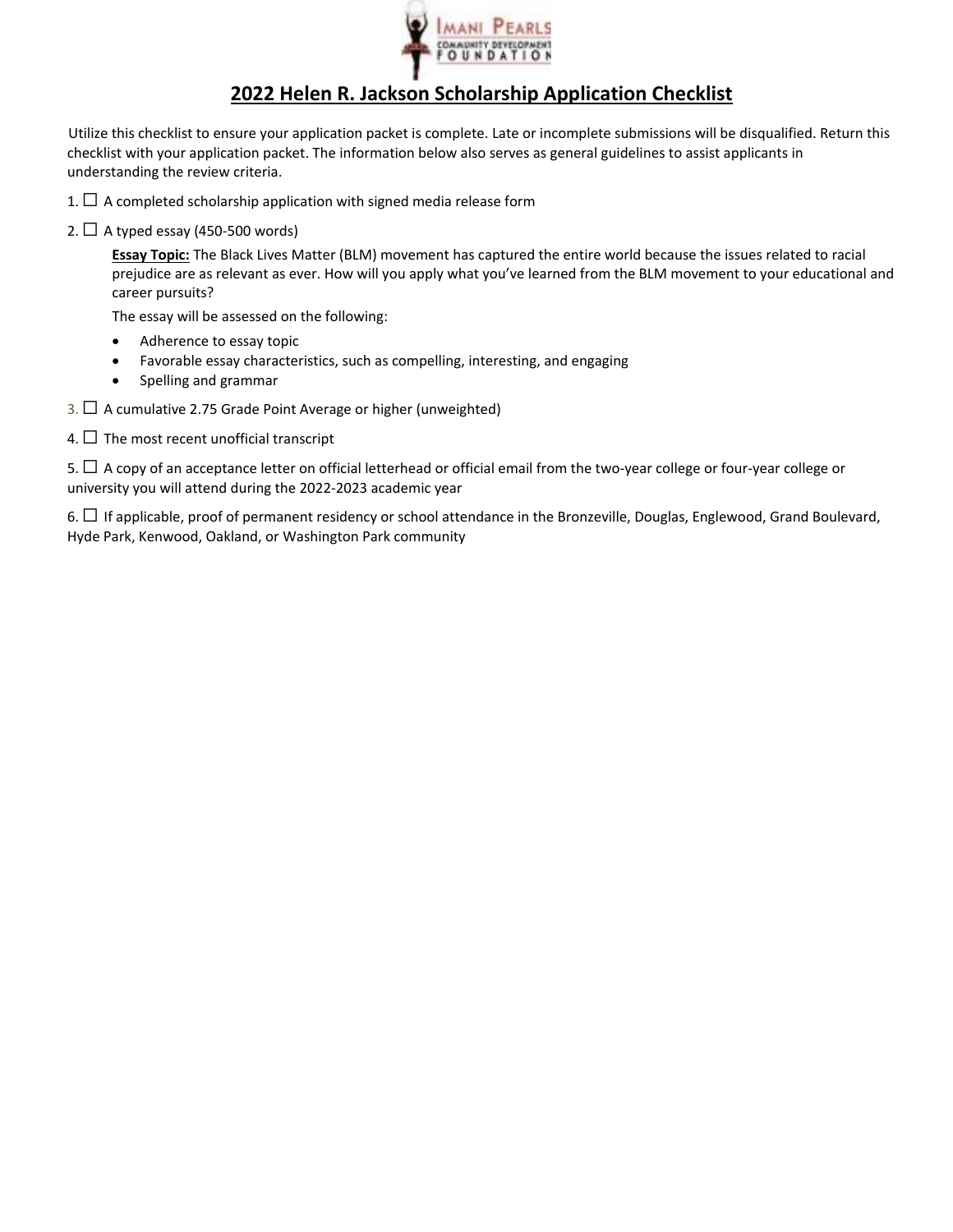# 2022 Helen R. Jackson Scholarship Application Checklist

Utilize this checklist to ensure your application packet is complete. Late or incomplete submissions will be disqualified. Return this checklist with your application packet. The information below also serves as general guidelines to assist applicants in understanding the review criteria.

1. ☐ A completed scholarship application with signed media release form

2. ☐ A typed essay (450-500 words)

   **Essay Topic:** The Black Lives Matter (BLM) movement has captured the entire world because the issues related to racial prejudice are as relevant as ever. How will you apply what you've learned from the BLM movement to your educational and career pursuits?

   The essay will be assessed on the following:

   - Adherence to essay topic
   - Favorable essay characteristics, such as compelling, interesting, and engaging
   - Spelling and grammar

3. ☐ A cumulative 2.75 Grade Point Average or higher (unweighted)

4. ☐ The most recent unofficial transcript

5. ☐ A copy of an acceptance letter on official letterhead or official email from the two-year college or four-year college or university you will attend during the 2022-2023 academic year

6. ☐ If applicable, proof of permanent residency or school attendance in the Bronzeville, Douglas, Englewood, Grand Boulevard, Hyde Park, Kenwood, Oakland, or Washington Park community